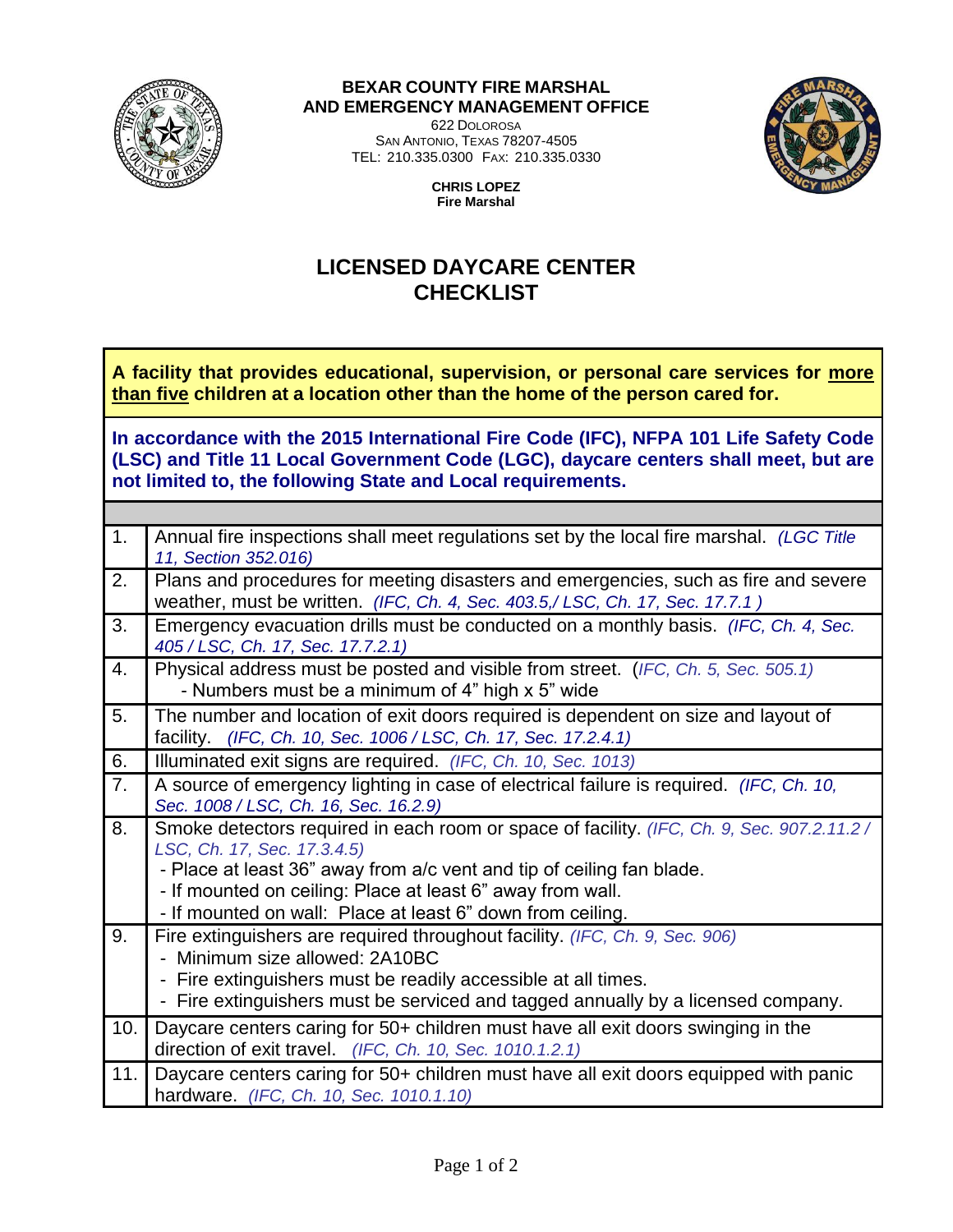**BEXAR COUNTY FIRE MARSHAL AND EMERGENCY MANAGEMENT OFFICE**

622 DOLOROSA
SAN ANTONIO, TEXAS 78207-4505
TEL: 210.335.0300 FAX: 210.335.0330

**CHRIS LOPEZ**
**Fire Marshal**

# LICENSED DAYCARE CENTER CHECKLIST

**A facility that provides educational, supervision, or personal care services for more than five children at a location other than the home of the person cared for.**

**In accordance with the 2015 International Fire Code (IFC), NFPA 101 Life Safety Code (LSC) and Title 11 Local Government Code (LGC), daycare centers shall meet, but are not limited to, the following State and Local requirements.**

| | |
|---|---|
| 1. | Annual fire inspections shall meet regulations set by the local fire marshal. *(LGC Title 11, Section 352.016)* |
| 2. | Plans and procedures for meeting disasters and emergencies, such as fire and severe weather, must be written. *(IFC, Ch. 4, Sec. 403.5,/ LSC, Ch. 17, Sec. 17.7.1 )* |
| 3. | Emergency evacuation drills must be conducted on a monthly basis. *(IFC, Ch. 4, Sec. 405 / LSC, Ch. 17, Sec. 17.7.2.1)* |
| 4. | Physical address must be posted and visible from street. *(IFC, Ch. 5, Sec. 505.1)*<br>- Numbers must be a minimum of 4" high x 5" wide |
| 5. | The number and location of exit doors required is dependent on size and layout of facility. *(IFC, Ch. 10, Sec. 1006 / LSC, Ch. 17, Sec. 17.2.4.1)* |
| 6. | Illuminated exit signs are required. *(IFC, Ch. 10, Sec. 1013)* |
| 7. | A source of emergency lighting in case of electrical failure is required. *(IFC, Ch. 10, Sec. 1008 / LSC, Ch. 16, Sec. 16.2.9)* |
| 8. | Smoke detectors required in each room or space of facility. *(IFC, Ch. 9, Sec. 907.2.11.2 / LSC, Ch. 17, Sec. 17.3.4.5)*<br>- Place at least 36" away from a/c vent and tip of ceiling fan blade.<br>- If mounted on ceiling: Place at least 6" away from wall.<br>- If mounted on wall: Place at least 6" down from ceiling. |
| 9. | Fire extinguishers are required throughout facility. *(IFC, Ch. 9, Sec. 906)*<br>- Minimum size allowed: 2A10BC<br>- Fire extinguishers must be readily accessible at all times.<br>- Fire extinguishers must be serviced and tagged annually by a licensed company. |
| 10. | Daycare centers caring for 50+ children must have all exit doors swinging in the direction of exit travel. *(IFC, Ch. 10, Sec. 1010.1.2.1)* |
| 11. | Daycare centers caring for 50+ children must have all exit doors equipped with panic hardware. *(IFC, Ch. 10, Sec. 1010.1.10)* |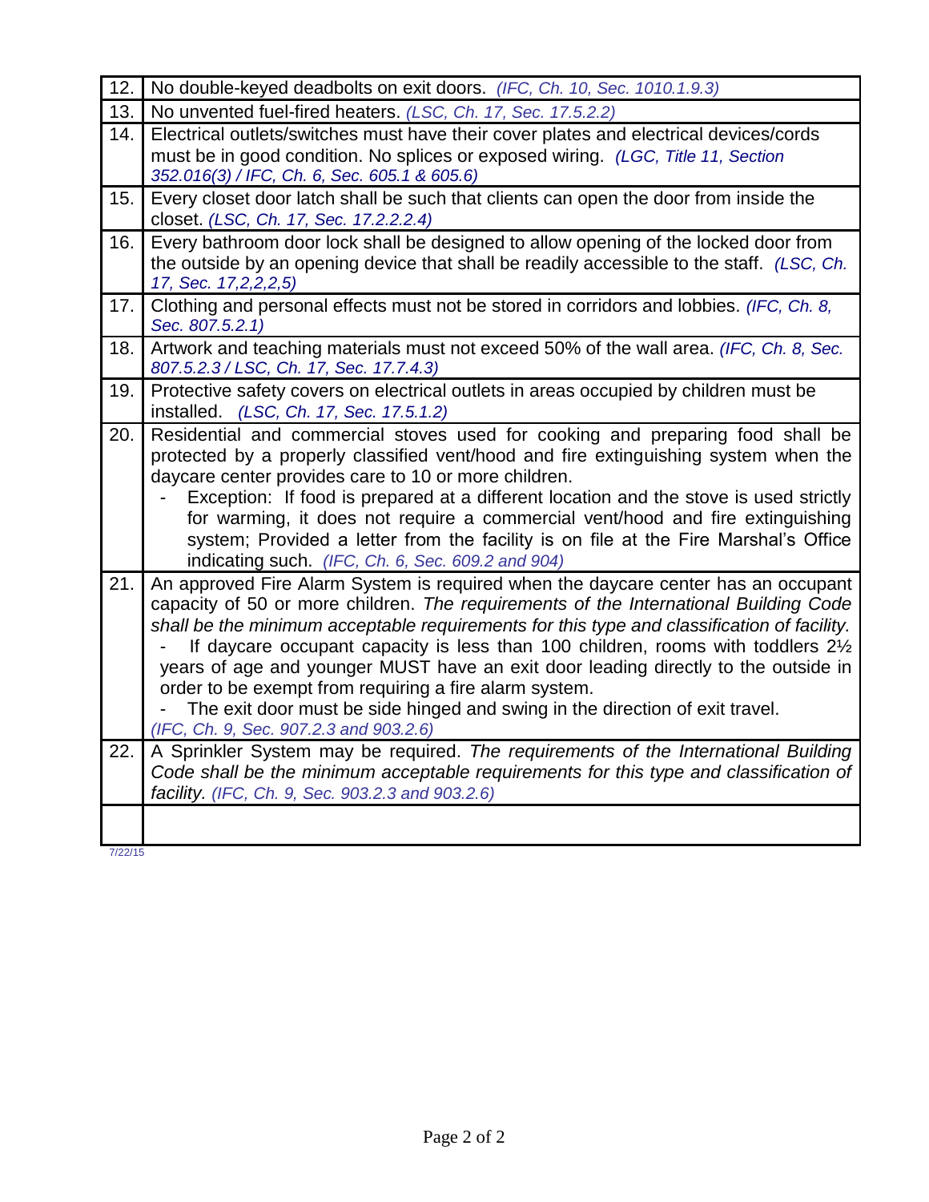| | |
|---|---|
| 12. | No double-keyed deadbolts on exit doors. *(IFC, Ch. 10, Sec. 1010.1.9.3)* |
| 13. | No unvented fuel-fired heaters. *(LSC, Ch. 17, Sec. 17.5.2.2)* |
| 14. | Electrical outlets/switches must have their cover plates and electrical devices/cords must be in good condition. No splices or exposed wiring. *(LGC, Title 11, Section 352.016(3) / IFC, Ch. 6, Sec. 605.1 & 605.6)* |
| 15. | Every closet door latch shall be such that clients can open the door from inside the closet. *(LSC, Ch. 17, Sec. 17.2.2.2.4)* |
| 16. | Every bathroom door lock shall be designed to allow opening of the locked door from the outside by an opening device that shall be readily accessible to the staff. *(LSC, Ch. 17, Sec. 17,2,2,2,5)* |
| 17. | Clothing and personal effects must not be stored in corridors and lobbies. *(IFC, Ch. 8, Sec. 807.5.2.1)* |
| 18. | Artwork and teaching materials must not exceed 50% of the wall area. *(IFC, Ch. 8, Sec. 807.5.2.3 / LSC, Ch. 17, Sec. 17.7.4.3)* |
| 19. | Protective safety covers on electrical outlets in areas occupied by children must be installed. *(LSC, Ch. 17, Sec. 17.5.1.2)* |
| 20. | Residential and commercial stoves used for cooking and preparing food shall be protected by a properly classified vent/hood and fire extinguishing system when the daycare center provides care to 10 or more children.<br>- Exception: If food is prepared at a different location and the stove is used strictly for warming, it does not require a commercial vent/hood and fire extinguishing system; Provided a letter from the facility is on file at the Fire Marshal's Office indicating such. *(IFC, Ch. 6, Sec. 609.2 and 904)* |
| 21. | An approved Fire Alarm System is required when the daycare center has an occupant capacity of 50 or more children. *The requirements of the International Building Code shall be the minimum acceptable requirements for this type and classification of facility.*<br>- If daycare occupant capacity is less than 100 children, rooms with toddlers 2½ years of age and younger MUST have an exit door leading directly to the outside in order to be exempt from requiring a fire alarm system.<br>- The exit door must be side hinged and swing in the direction of exit travel.<br>*(IFC, Ch. 9, Sec. 907.2.3 and 903.2.6)* |
| 22. | A Sprinkler System may be required. *The requirements of the International Building Code shall be the minimum acceptable requirements for this type and classification of facility. (IFC, Ch. 9, Sec. 903.2.3 and 903.2.6)* |
| | |

7/22/15